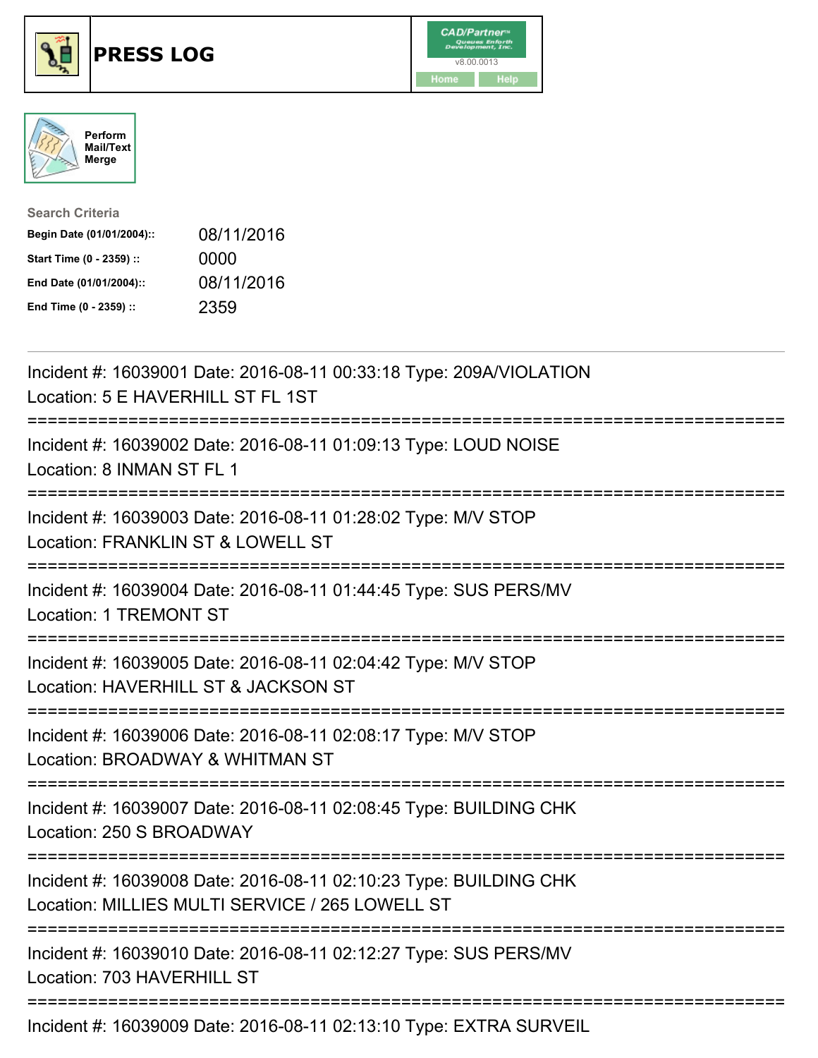# PRESS LOG

CAD/Partner™
v8.00.0013
Home Help

Perform Mail/Text Merge

**Search Criteria**

| | |
|---|---|
| **Begin Date (01/01/2004)::** | 08/11/2016 |
| **Start Time (0 - 2359) ::** | 0000 |
| **End Date (01/01/2004)::** | 08/11/2016 |
| **End Time (0 - 2359) ::** | 2359 |

---

Incident #: 16039001 Date: 2016-08-11 00:33:18 Type: 209A/VIOLATION
Location: 5 E HAVERHILL ST FL 1ST

===========================================================================

Incident #: 16039002 Date: 2016-08-11 01:09:13 Type: LOUD NOISE
Location: 8 INMAN ST FL 1

===========================================================================

Incident #: 16039003 Date: 2016-08-11 01:28:02 Type: M/V STOP
Location: FRANKLIN ST & LOWELL ST

===========================================================================

Incident #: 16039004 Date: 2016-08-11 01:44:45 Type: SUS PERS/MV
Location: 1 TREMONT ST

===========================================================================

Incident #: 16039005 Date: 2016-08-11 02:04:42 Type: M/V STOP
Location: HAVERHILL ST & JACKSON ST

===========================================================================

Incident #: 16039006 Date: 2016-08-11 02:08:17 Type: M/V STOP
Location: BROADWAY & WHITMAN ST

===========================================================================

Incident #: 16039007 Date: 2016-08-11 02:08:45 Type: BUILDING CHK
Location: 250 S BROADWAY

===========================================================================

Incident #: 16039008 Date: 2016-08-11 02:10:23 Type: BUILDING CHK
Location: MILLIES MULTI SERVICE / 265 LOWELL ST

===========================================================================

Incident #: 16039010 Date: 2016-08-11 02:12:27 Type: SUS PERS/MV
Location: 703 HAVERHILL ST

===========================================================================

Incident #: 16039009 Date: 2016-08-11 02:13:10 Type: EXTRA SURVEIL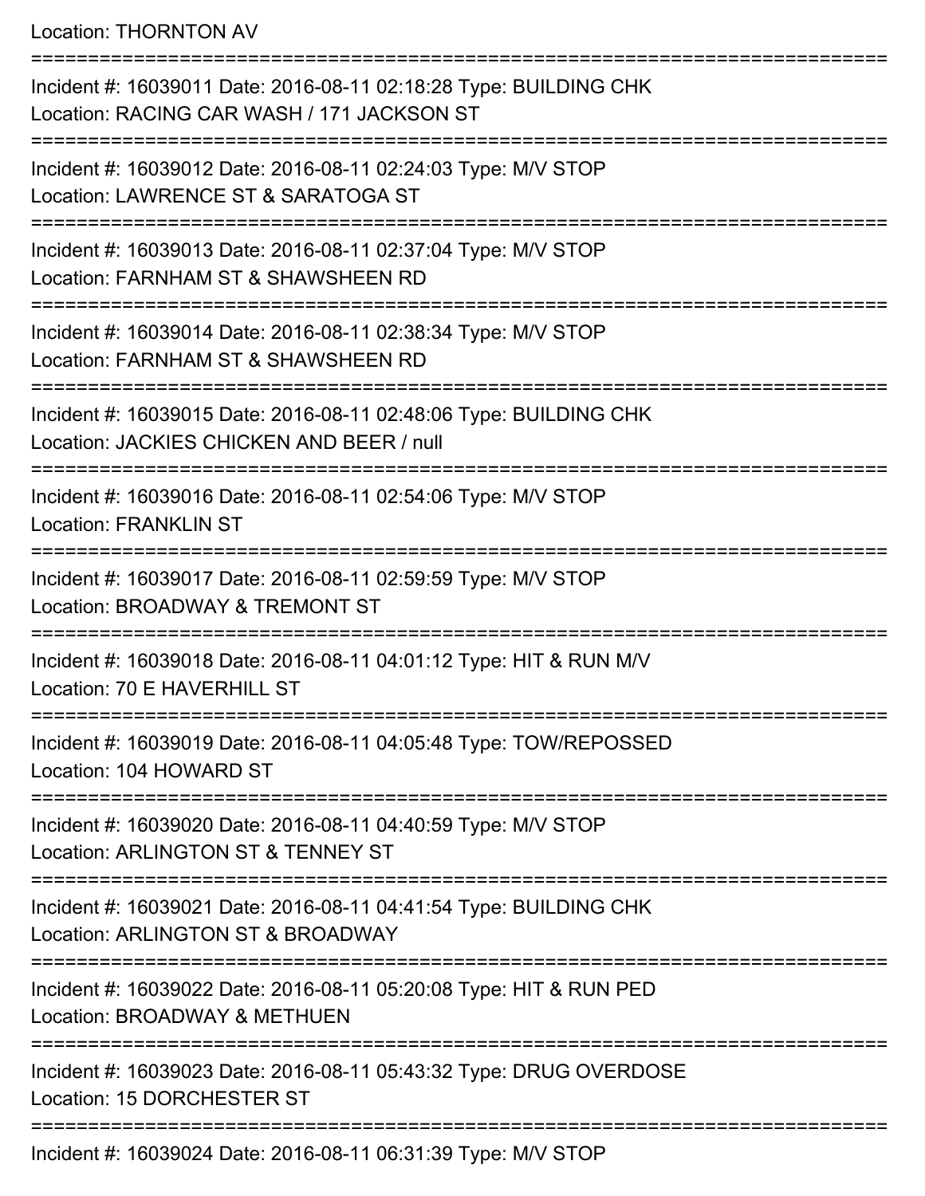Location: THORNTON AV

===========================================================================

Incident #: 16039011 Date: 2016-08-11 02:18:28 Type: BUILDING CHK
Location: RACING CAR WASH / 171 JACKSON ST

===========================================================================

Incident #: 16039012 Date: 2016-08-11 02:24:03 Type: M/V STOP
Location: LAWRENCE ST & SARATOGA ST

===========================================================================

Incident #: 16039013 Date: 2016-08-11 02:37:04 Type: M/V STOP
Location: FARNHAM ST & SHAWSHEEN RD

===========================================================================

Incident #: 16039014 Date: 2016-08-11 02:38:34 Type: M/V STOP
Location: FARNHAM ST & SHAWSHEEN RD

===========================================================================

Incident #: 16039015 Date: 2016-08-11 02:48:06 Type: BUILDING CHK
Location: JACKIES CHICKEN AND BEER / null

===========================================================================

Incident #: 16039016 Date: 2016-08-11 02:54:06 Type: M/V STOP
Location: FRANKLIN ST

===========================================================================

Incident #: 16039017 Date: 2016-08-11 02:59:59 Type: M/V STOP
Location: BROADWAY & TREMONT ST

===========================================================================

Incident #: 16039018 Date: 2016-08-11 04:01:12 Type: HIT & RUN M/V
Location: 70 E HAVERHILL ST

===========================================================================

Incident #: 16039019 Date: 2016-08-11 04:05:48 Type: TOW/REPOSSED
Location: 104 HOWARD ST

===========================================================================

Incident #: 16039020 Date: 2016-08-11 04:40:59 Type: M/V STOP
Location: ARLINGTON ST & TENNEY ST

===========================================================================

Incident #: 16039021 Date: 2016-08-11 04:41:54 Type: BUILDING CHK
Location: ARLINGTON ST & BROADWAY

===========================================================================

Incident #: 16039022 Date: 2016-08-11 05:20:08 Type: HIT & RUN PED
Location: BROADWAY & METHUEN

===========================================================================

Incident #: 16039023 Date: 2016-08-11 05:43:32 Type: DRUG OVERDOSE
Location: 15 DORCHESTER ST

===========================================================================

Incident #: 16039024 Date: 2016-08-11 06:31:39 Type: M/V STOP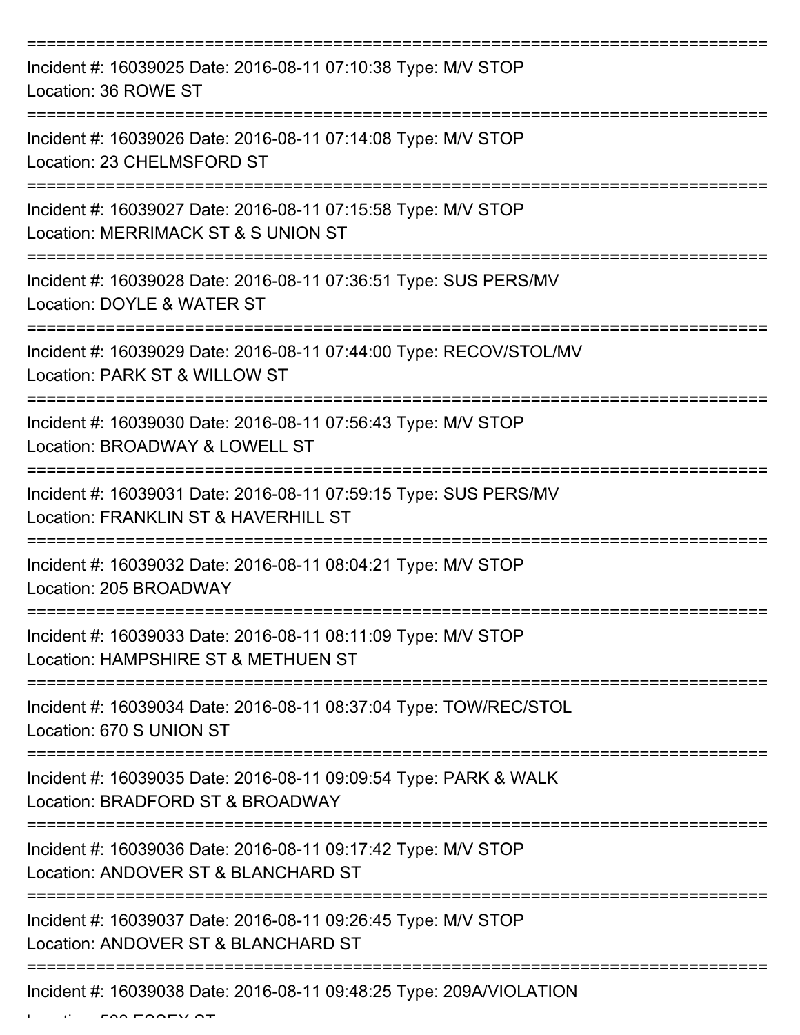===========================================================================
Incident #: 16039025 Date: 2016-08-11 07:10:38 Type: M/V STOP
Location: 36 ROWE ST
===========================================================================
Incident #: 16039026 Date: 2016-08-11 07:14:08 Type: M/V STOP
Location: 23 CHELMSFORD ST
===========================================================================
Incident #: 16039027 Date: 2016-08-11 07:15:58 Type: M/V STOP
Location: MERRIMACK ST & S UNION ST
===========================================================================
Incident #: 16039028 Date: 2016-08-11 07:36:51 Type: SUS PERS/MV
Location: DOYLE & WATER ST
===========================================================================
Incident #: 16039029 Date: 2016-08-11 07:44:00 Type: RECOV/STOL/MV
Location: PARK ST & WILLOW ST
===========================================================================
Incident #: 16039030 Date: 2016-08-11 07:56:43 Type: M/V STOP
Location: BROADWAY & LOWELL ST
===========================================================================
Incident #: 16039031 Date: 2016-08-11 07:59:15 Type: SUS PERS/MV
Location: FRANKLIN ST & HAVERHILL ST
===========================================================================
Incident #: 16039032 Date: 2016-08-11 08:04:21 Type: M/V STOP
Location: 205 BROADWAY
===========================================================================
Incident #: 16039033 Date: 2016-08-11 08:11:09 Type: M/V STOP
Location: HAMPSHIRE ST & METHUEN ST
===========================================================================
Incident #: 16039034 Date: 2016-08-11 08:37:04 Type: TOW/REC/STOL
Location: 670 S UNION ST
===========================================================================
Incident #: 16039035 Date: 2016-08-11 09:09:54 Type: PARK & WALK
Location: BRADFORD ST & BROADWAY
===========================================================================
Incident #: 16039036 Date: 2016-08-11 09:17:42 Type: M/V STOP
Location: ANDOVER ST & BLANCHARD ST
===========================================================================
Incident #: 16039037 Date: 2016-08-11 09:26:45 Type: M/V STOP
Location: ANDOVER ST & BLANCHARD ST
===========================================================================
Incident #: 16039038 Date: 2016-08-11 09:48:25 Type: 209A/VIOLATION
Location: 500 ESSEX ST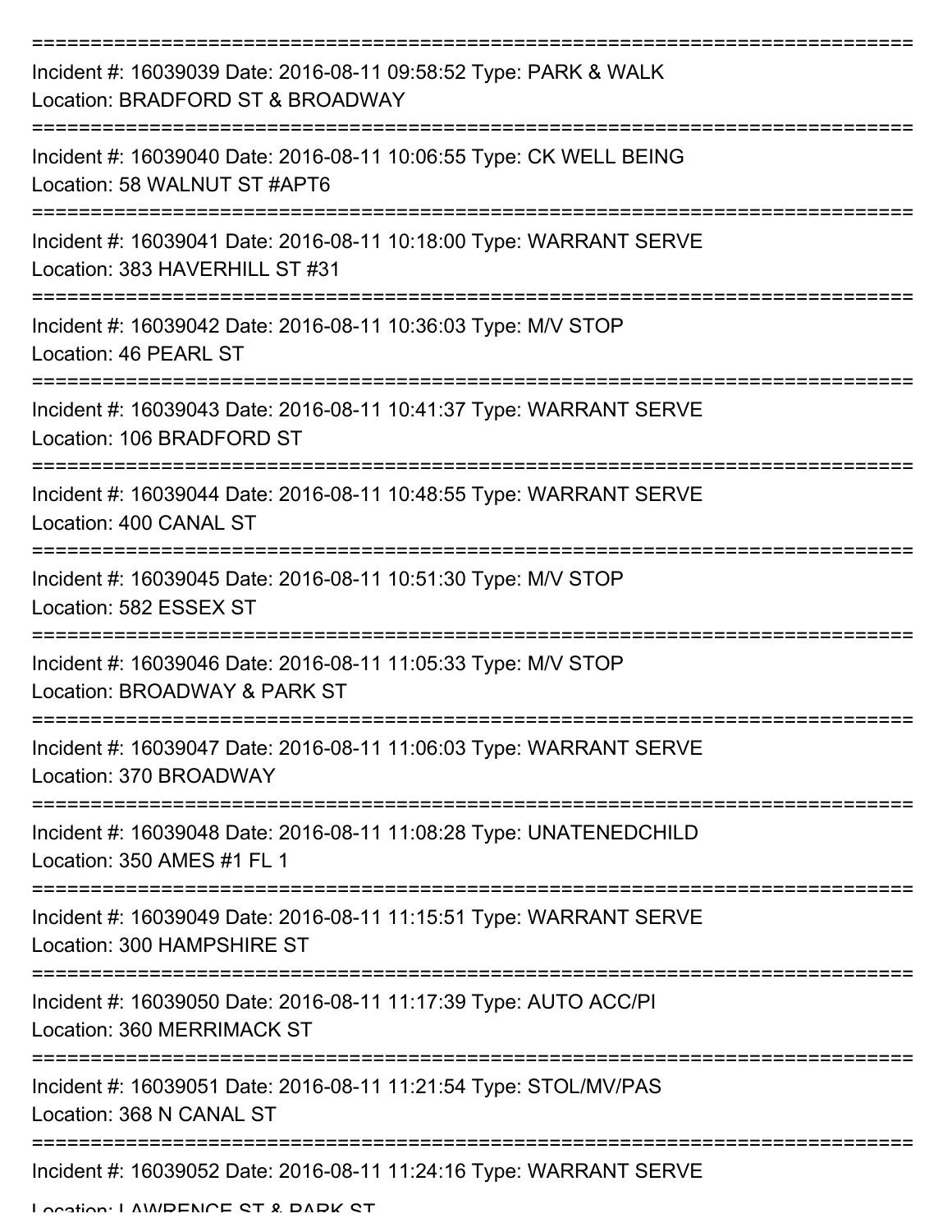===========================================================================
Incident #: 16039039 Date: 2016-08-11 09:58:52 Type: PARK & WALK
Location: BRADFORD ST & BROADWAY
===========================================================================
Incident #: 16039040 Date: 2016-08-11 10:06:55 Type: CK WELL BEING
Location: 58 WALNUT ST #APT6
===========================================================================
Incident #: 16039041 Date: 2016-08-11 10:18:00 Type: WARRANT SERVE
Location: 383 HAVERHILL ST #31
===========================================================================
Incident #: 16039042 Date: 2016-08-11 10:36:03 Type: M/V STOP
Location: 46 PEARL ST
===========================================================================
Incident #: 16039043 Date: 2016-08-11 10:41:37 Type: WARRANT SERVE
Location: 106 BRADFORD ST
===========================================================================
Incident #: 16039044 Date: 2016-08-11 10:48:55 Type: WARRANT SERVE
Location: 400 CANAL ST
===========================================================================
Incident #: 16039045 Date: 2016-08-11 10:51:30 Type: M/V STOP
Location: 582 ESSEX ST
===========================================================================
Incident #: 16039046 Date: 2016-08-11 11:05:33 Type: M/V STOP
Location: BROADWAY & PARK ST
===========================================================================
Incident #: 16039047 Date: 2016-08-11 11:06:03 Type: WARRANT SERVE
Location: 370 BROADWAY
===========================================================================
Incident #: 16039048 Date: 2016-08-11 11:08:28 Type: UNATENEDCHILD
Location: 350 AMES #1 FL 1
===========================================================================
Incident #: 16039049 Date: 2016-08-11 11:15:51 Type: WARRANT SERVE
Location: 300 HAMPSHIRE ST
===========================================================================
Incident #: 16039050 Date: 2016-08-11 11:17:39 Type: AUTO ACC/PI
Location: 360 MERRIMACK ST
===========================================================================
Incident #: 16039051 Date: 2016-08-11 11:21:54 Type: STOL/MV/PAS
Location: 368 N CANAL ST
===========================================================================
Incident #: 16039052 Date: 2016-08-11 11:24:16 Type: WARRANT SERVE
Location: LAWRENCE ST & PARK ST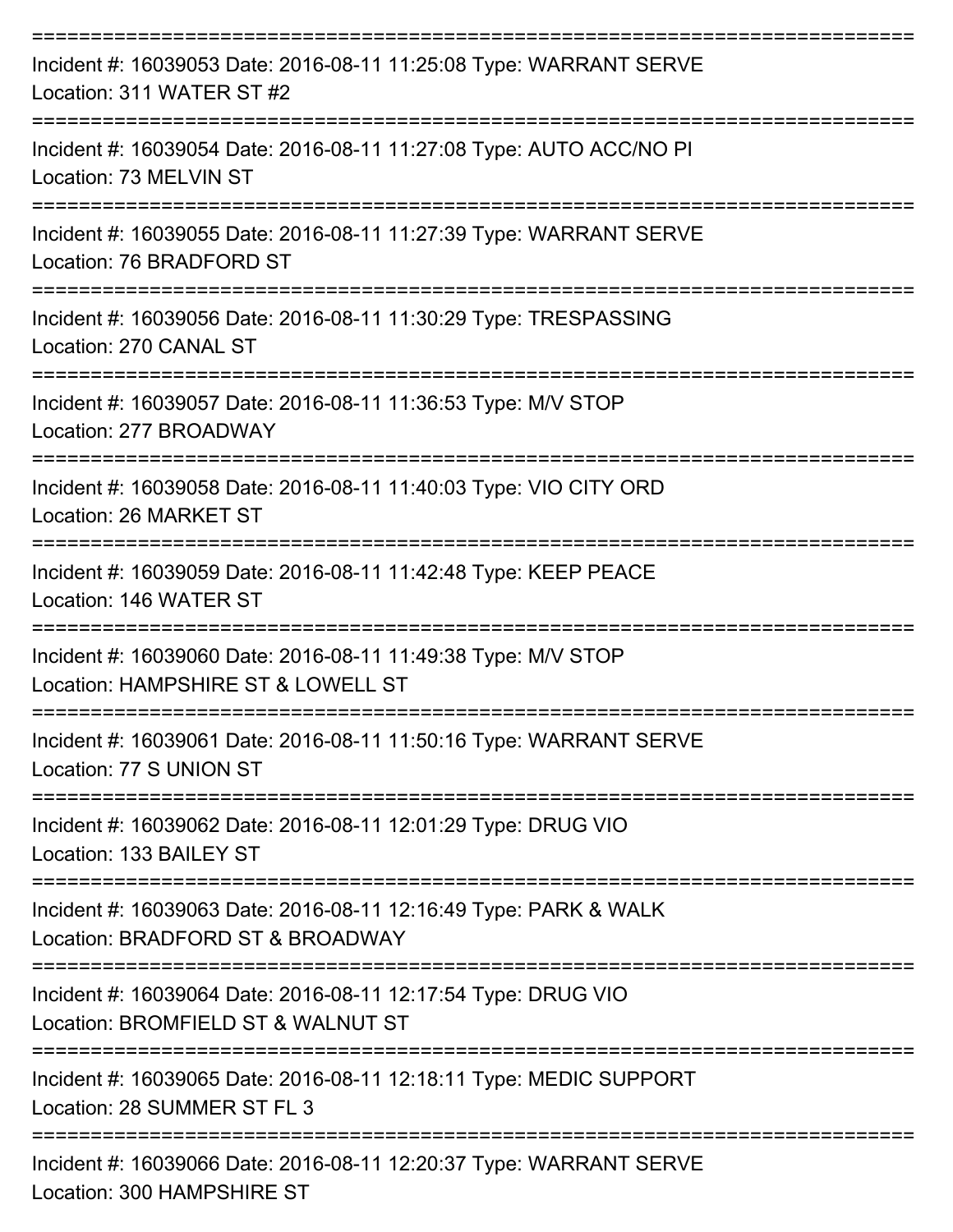==========================================================================
Incident #: 16039053 Date: 2016-08-11 11:25:08 Type: WARRANT SERVE
Location: 311 WATER ST #2
==========================================================================
Incident #: 16039054 Date: 2016-08-11 11:27:08 Type: AUTO ACC/NO PI
Location: 73 MELVIN ST
==========================================================================
Incident #: 16039055 Date: 2016-08-11 11:27:39 Type: WARRANT SERVE
Location: 76 BRADFORD ST
==========================================================================
Incident #: 16039056 Date: 2016-08-11 11:30:29 Type: TRESPASSING
Location: 270 CANAL ST
==========================================================================
Incident #: 16039057 Date: 2016-08-11 11:36:53 Type: M/V STOP
Location: 277 BROADWAY
==========================================================================
Incident #: 16039058 Date: 2016-08-11 11:40:03 Type: VIO CITY ORD
Location: 26 MARKET ST
==========================================================================
Incident #: 16039059 Date: 2016-08-11 11:42:48 Type: KEEP PEACE
Location: 146 WATER ST
==========================================================================
Incident #: 16039060 Date: 2016-08-11 11:49:38 Type: M/V STOP
Location: HAMPSHIRE ST & LOWELL ST
==========================================================================
Incident #: 16039061 Date: 2016-08-11 11:50:16 Type: WARRANT SERVE
Location: 77 S UNION ST
==========================================================================
Incident #: 16039062 Date: 2016-08-11 12:01:29 Type: DRUG VIO
Location: 133 BAILEY ST
==========================================================================
Incident #: 16039063 Date: 2016-08-11 12:16:49 Type: PARK & WALK
Location: BRADFORD ST & BROADWAY
==========================================================================
Incident #: 16039064 Date: 2016-08-11 12:17:54 Type: DRUG VIO
Location: BROMFIELD ST & WALNUT ST
==========================================================================
Incident #: 16039065 Date: 2016-08-11 12:18:11 Type: MEDIC SUPPORT
Location: 28 SUMMER ST FL 3
==========================================================================
Incident #: 16039066 Date: 2016-08-11 12:20:37 Type: WARRANT SERVE
Location: 300 HAMPSHIRE ST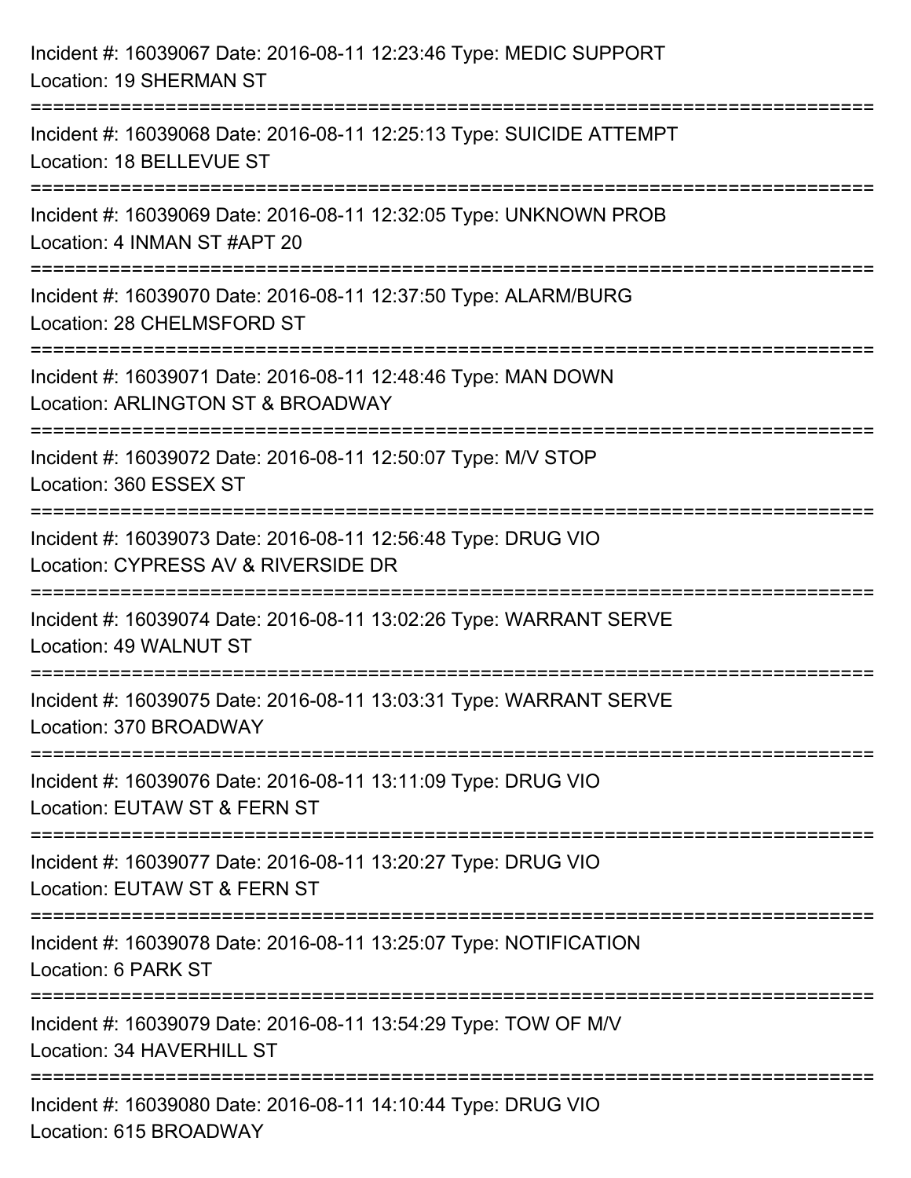Incident #: 16039067 Date: 2016-08-11 12:23:46 Type: MEDIC SUPPORT
Location: 19 SHERMAN ST

===========================================================================

Incident #: 16039068 Date: 2016-08-11 12:25:13 Type: SUICIDE ATTEMPT
Location: 18 BELLEVUE ST

===========================================================================

Incident #: 16039069 Date: 2016-08-11 12:32:05 Type: UNKNOWN PROB
Location: 4 INMAN ST #APT 20

===========================================================================

Incident #: 16039070 Date: 2016-08-11 12:37:50 Type: ALARM/BURG
Location: 28 CHELMSFORD ST

===========================================================================

Incident #: 16039071 Date: 2016-08-11 12:48:46 Type: MAN DOWN
Location: ARLINGTON ST & BROADWAY

===========================================================================

Incident #: 16039072 Date: 2016-08-11 12:50:07 Type: M/V STOP
Location: 360 ESSEX ST

===========================================================================

Incident #: 16039073 Date: 2016-08-11 12:56:48 Type: DRUG VIO
Location: CYPRESS AV & RIVERSIDE DR

===========================================================================

Incident #: 16039074 Date: 2016-08-11 13:02:26 Type: WARRANT SERVE
Location: 49 WALNUT ST

===========================================================================

Incident #: 16039075 Date: 2016-08-11 13:03:31 Type: WARRANT SERVE
Location: 370 BROADWAY

===========================================================================

Incident #: 16039076 Date: 2016-08-11 13:11:09 Type: DRUG VIO
Location: EUTAW ST & FERN ST

===========================================================================

Incident #: 16039077 Date: 2016-08-11 13:20:27 Type: DRUG VIO
Location: EUTAW ST & FERN ST

===========================================================================

Incident #: 16039078 Date: 2016-08-11 13:25:07 Type: NOTIFICATION
Location: 6 PARK ST

===========================================================================

Incident #: 16039079 Date: 2016-08-11 13:54:29 Type: TOW OF M/V
Location: 34 HAVERHILL ST

===========================================================================

Incident #: 16039080 Date: 2016-08-11 14:10:44 Type: DRUG VIO
Location: 615 BROADWAY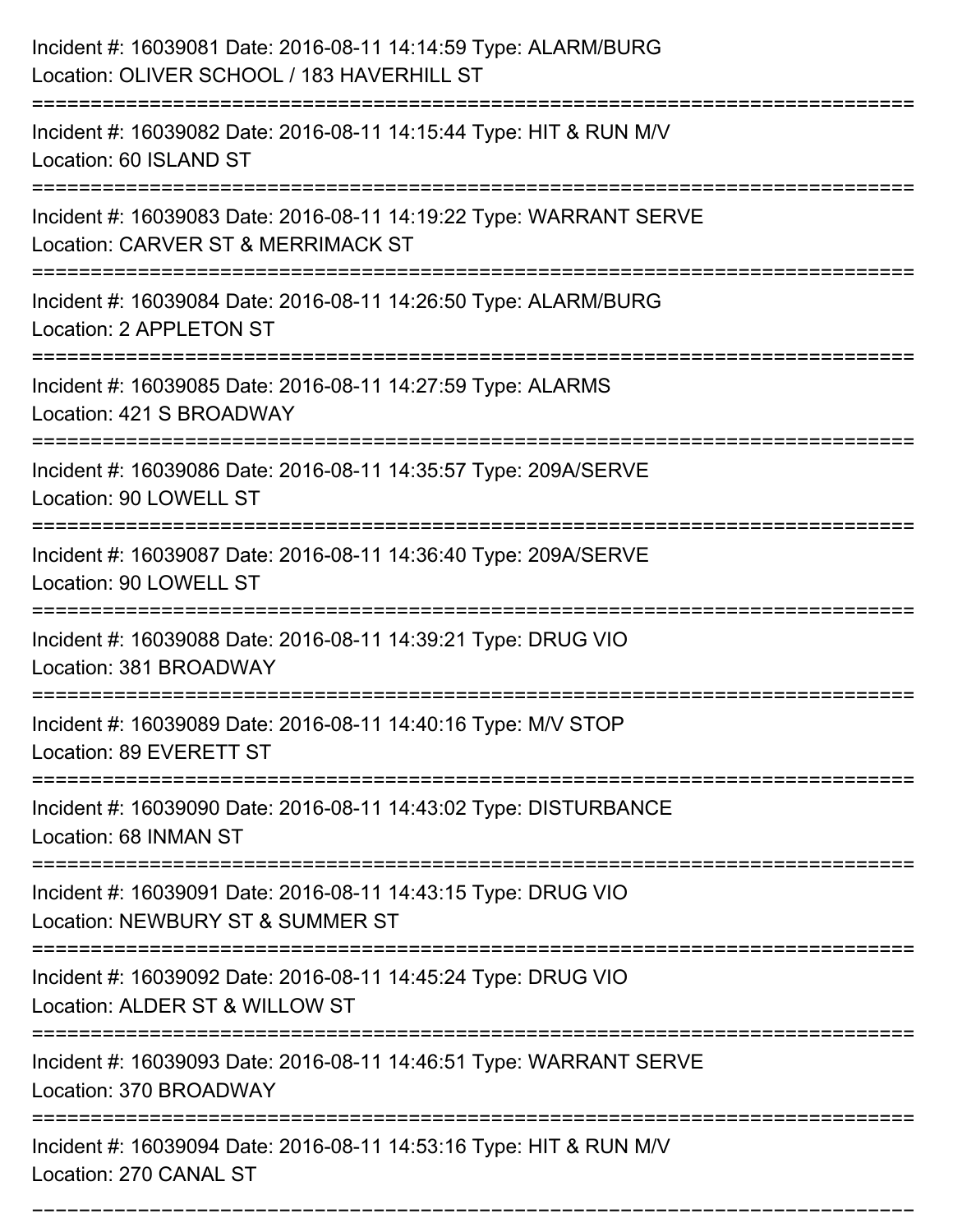Incident #: 16039081 Date: 2016-08-11 14:14:59 Type: ALARM/BURG
Location: OLIVER SCHOOL / 183 HAVERHILL ST

===========================================================================

Incident #: 16039082 Date: 2016-08-11 14:15:44 Type: HIT & RUN M/V
Location: 60 ISLAND ST

===========================================================================

Incident #: 16039083 Date: 2016-08-11 14:19:22 Type: WARRANT SERVE
Location: CARVER ST & MERRIMACK ST

===========================================================================

Incident #: 16039084 Date: 2016-08-11 14:26:50 Type: ALARM/BURG
Location: 2 APPLETON ST

===========================================================================

Incident #: 16039085 Date: 2016-08-11 14:27:59 Type: ALARMS
Location: 421 S BROADWAY

===========================================================================

Incident #: 16039086 Date: 2016-08-11 14:35:57 Type: 209A/SERVE
Location: 90 LOWELL ST

===========================================================================

Incident #: 16039087 Date: 2016-08-11 14:36:40 Type: 209A/SERVE
Location: 90 LOWELL ST

===========================================================================

Incident #: 16039088 Date: 2016-08-11 14:39:21 Type: DRUG VIO
Location: 381 BROADWAY

===========================================================================

Incident #: 16039089 Date: 2016-08-11 14:40:16 Type: M/V STOP
Location: 89 EVERETT ST

===========================================================================

Incident #: 16039090 Date: 2016-08-11 14:43:02 Type: DISTURBANCE
Location: 68 INMAN ST

===========================================================================

Incident #: 16039091 Date: 2016-08-11 14:43:15 Type: DRUG VIO
Location: NEWBURY ST & SUMMER ST

===========================================================================

Incident #: 16039092 Date: 2016-08-11 14:45:24 Type: DRUG VIO
Location: ALDER ST & WILLOW ST

===========================================================================

Incident #: 16039093 Date: 2016-08-11 14:46:51 Type: WARRANT SERVE
Location: 370 BROADWAY

===========================================================================

Incident #: 16039094 Date: 2016-08-11 14:53:16 Type: HIT & RUN M/V
Location: 270 CANAL ST

===========================================================================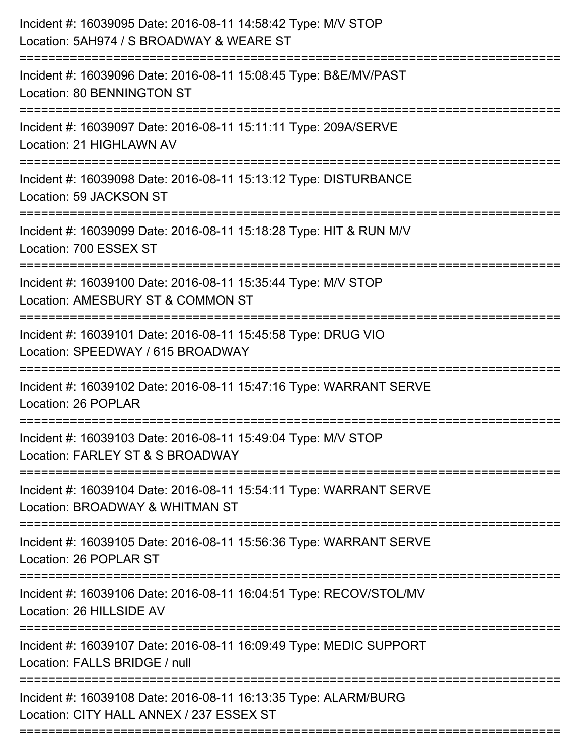Incident #: 16039095 Date: 2016-08-11 14:58:42 Type: M/V STOP
Location: 5AH974 / S BROADWAY & WEARE ST

===========================================================================

Incident #: 16039096 Date: 2016-08-11 15:08:45 Type: B&E/MV/PAST
Location: 80 BENNINGTON ST

===========================================================================

Incident #: 16039097 Date: 2016-08-11 15:11:11 Type: 209A/SERVE
Location: 21 HIGHLAWN AV

===========================================================================

Incident #: 16039098 Date: 2016-08-11 15:13:12 Type: DISTURBANCE
Location: 59 JACKSON ST

===========================================================================

Incident #: 16039099 Date: 2016-08-11 15:18:28 Type: HIT & RUN M/V
Location: 700 ESSEX ST

===========================================================================

Incident #: 16039100 Date: 2016-08-11 15:35:44 Type: M/V STOP
Location: AMESBURY ST & COMMON ST

===========================================================================

Incident #: 16039101 Date: 2016-08-11 15:45:58 Type: DRUG VIO
Location: SPEEDWAY / 615 BROADWAY

===========================================================================

Incident #: 16039102 Date: 2016-08-11 15:47:16 Type: WARRANT SERVE
Location: 26 POPLAR

===========================================================================

Incident #: 16039103 Date: 2016-08-11 15:49:04 Type: M/V STOP
Location: FARLEY ST & S BROADWAY

===========================================================================

Incident #: 16039104 Date: 2016-08-11 15:54:11 Type: WARRANT SERVE
Location: BROADWAY & WHITMAN ST

===========================================================================

Incident #: 16039105 Date: 2016-08-11 15:56:36 Type: WARRANT SERVE
Location: 26 POPLAR ST

===========================================================================

Incident #: 16039106 Date: 2016-08-11 16:04:51 Type: RECOV/STOL/MV
Location: 26 HILLSIDE AV

===========================================================================

Incident #: 16039107 Date: 2016-08-11 16:09:49 Type: MEDIC SUPPORT
Location: FALLS BRIDGE / null

===========================================================================

Incident #: 16039108 Date: 2016-08-11 16:13:35 Type: ALARM/BURG
Location: CITY HALL ANNEX / 237 ESSEX ST

===========================================================================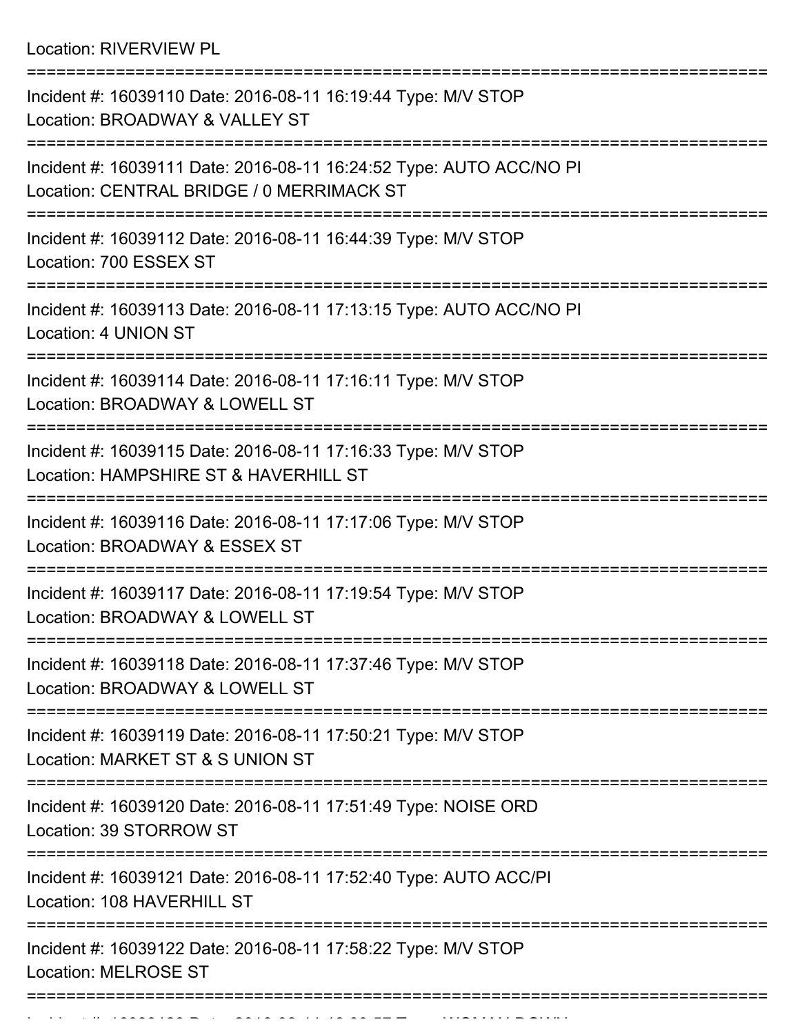Location: RIVERVIEW PL

===========================================================================

Incident #: 16039110 Date: 2016-08-11 16:19:44 Type: M/V STOP
Location: BROADWAY & VALLEY ST

===========================================================================

Incident #: 16039111 Date: 2016-08-11 16:24:52 Type: AUTO ACC/NO PI
Location: CENTRAL BRIDGE / 0 MERRIMACK ST

===========================================================================

Incident #: 16039112 Date: 2016-08-11 16:44:39 Type: M/V STOP
Location: 700 ESSEX ST

===========================================================================

Incident #: 16039113 Date: 2016-08-11 17:13:15 Type: AUTO ACC/NO PI
Location: 4 UNION ST

===========================================================================

Incident #: 16039114 Date: 2016-08-11 17:16:11 Type: M/V STOP
Location: BROADWAY & LOWELL ST

===========================================================================

Incident #: 16039115 Date: 2016-08-11 17:16:33 Type: M/V STOP
Location: HAMPSHIRE ST & HAVERHILL ST

===========================================================================

Incident #: 16039116 Date: 2016-08-11 17:17:06 Type: M/V STOP
Location: BROADWAY & ESSEX ST

===========================================================================

Incident #: 16039117 Date: 2016-08-11 17:19:54 Type: M/V STOP
Location: BROADWAY & LOWELL ST

===========================================================================

Incident #: 16039118 Date: 2016-08-11 17:37:46 Type: M/V STOP
Location: BROADWAY & LOWELL ST

===========================================================================

Incident #: 16039119 Date: 2016-08-11 17:50:21 Type: M/V STOP
Location: MARKET ST & S UNION ST

===========================================================================

Incident #: 16039120 Date: 2016-08-11 17:51:49 Type: NOISE ORD
Location: 39 STORROW ST

===========================================================================

Incident #: 16039121 Date: 2016-08-11 17:52:40 Type: AUTO ACC/PI
Location: 108 HAVERHILL ST

===========================================================================

Incident #: 16039122 Date: 2016-08-11 17:58:22 Type: M/V STOP
Location: MELROSE ST

===========================================================================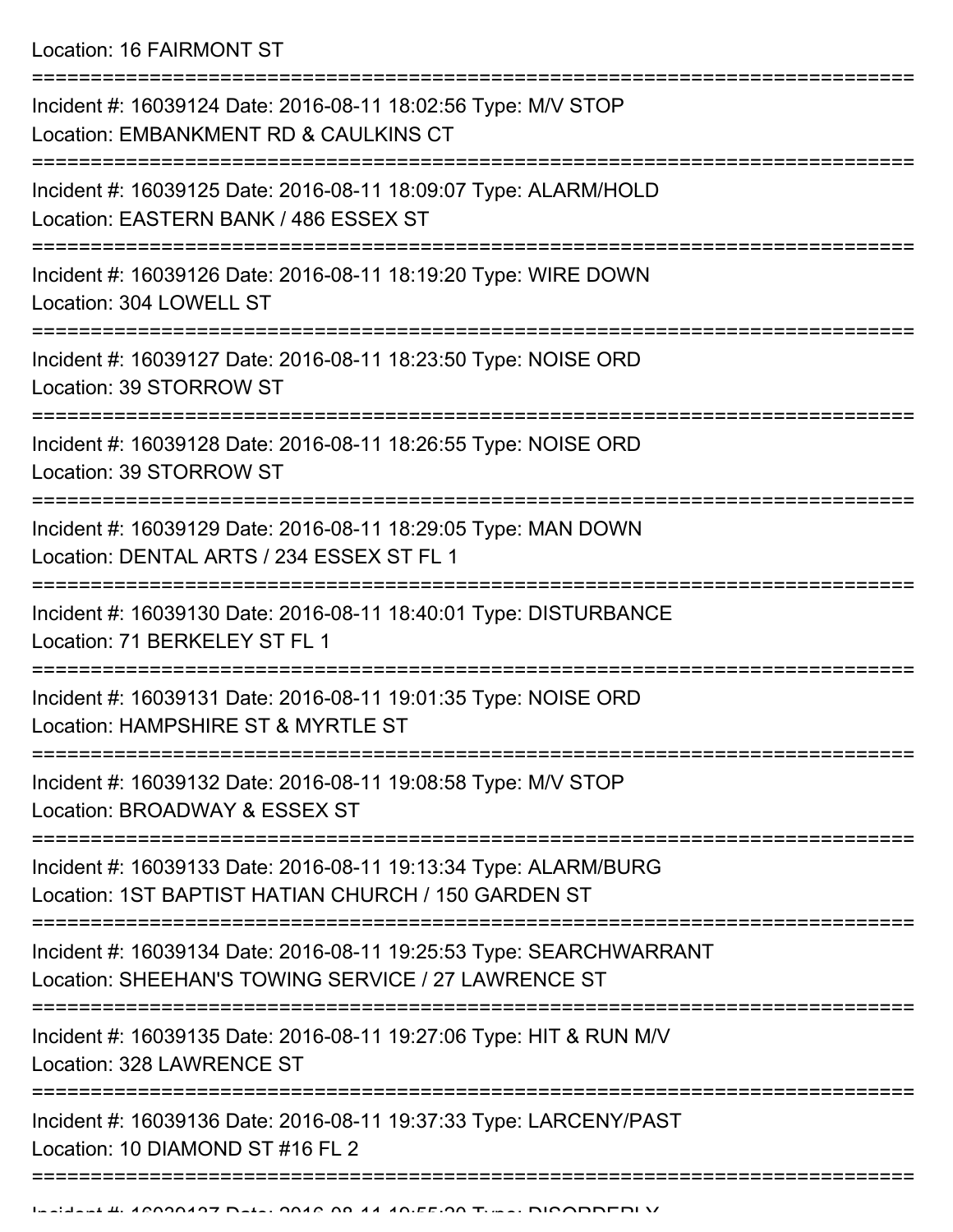Location: 16 FAIRMONT ST

===========================================================================

Incident #: 16039124 Date: 2016-08-11 18:02:56 Type: M/V STOP
Location: EMBANKMENT RD & CAULKINS CT

===========================================================================

Incident #: 16039125 Date: 2016-08-11 18:09:07 Type: ALARM/HOLD
Location: EASTERN BANK / 486 ESSEX ST

===========================================================================

Incident #: 16039126 Date: 2016-08-11 18:19:20 Type: WIRE DOWN
Location: 304 LOWELL ST

===========================================================================

Incident #: 16039127 Date: 2016-08-11 18:23:50 Type: NOISE ORD
Location: 39 STORROW ST

===========================================================================

Incident #: 16039128 Date: 2016-08-11 18:26:55 Type: NOISE ORD
Location: 39 STORROW ST

===========================================================================

Incident #: 16039129 Date: 2016-08-11 18:29:05 Type: MAN DOWN
Location: DENTAL ARTS / 234 ESSEX ST FL 1

===========================================================================

Incident #: 16039130 Date: 2016-08-11 18:40:01 Type: DISTURBANCE
Location: 71 BERKELEY ST FL 1

===========================================================================

Incident #: 16039131 Date: 2016-08-11 19:01:35 Type: NOISE ORD
Location: HAMPSHIRE ST & MYRTLE ST

===========================================================================

Incident #: 16039132 Date: 2016-08-11 19:08:58 Type: M/V STOP
Location: BROADWAY & ESSEX ST

===========================================================================

Incident #: 16039133 Date: 2016-08-11 19:13:34 Type: ALARM/BURG
Location: 1ST BAPTIST HATIAN CHURCH / 150 GARDEN ST

===========================================================================

Incident #: 16039134 Date: 2016-08-11 19:25:53 Type: SEARCHWARRANT
Location: SHEEHAN'S TOWING SERVICE / 27 LAWRENCE ST

===========================================================================

Incident #: 16039135 Date: 2016-08-11 19:27:06 Type: HIT & RUN M/V
Location: 328 LAWRENCE ST

===========================================================================

Incident #: 16039136 Date: 2016-08-11 19:37:33 Type: LARCENY/PAST
Location: 10 DIAMOND ST #16 FL 2

===========================================================================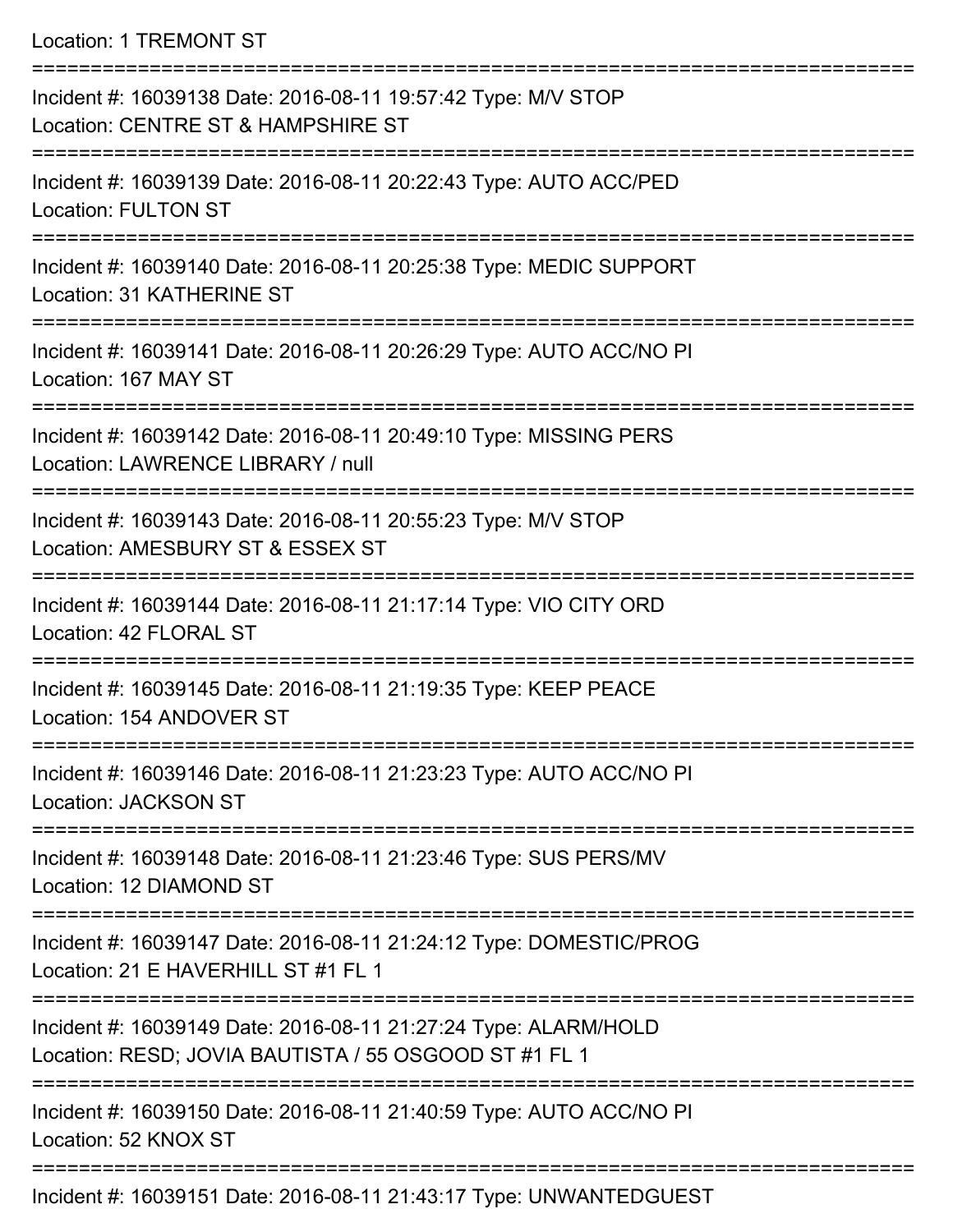Location: 1 TREMONT ST

===========================================================================

Incident #: 16039138 Date: 2016-08-11 19:57:42 Type: M/V STOP
Location: CENTRE ST & HAMPSHIRE ST

===========================================================================

Incident #: 16039139 Date: 2016-08-11 20:22:43 Type: AUTO ACC/PED
Location: FULTON ST

===========================================================================

Incident #: 16039140 Date: 2016-08-11 20:25:38 Type: MEDIC SUPPORT
Location: 31 KATHERINE ST

===========================================================================

Incident #: 16039141 Date: 2016-08-11 20:26:29 Type: AUTO ACC/NO PI
Location: 167 MAY ST

===========================================================================

Incident #: 16039142 Date: 2016-08-11 20:49:10 Type: MISSING PERS
Location: LAWRENCE LIBRARY / null

===========================================================================

Incident #: 16039143 Date: 2016-08-11 20:55:23 Type: M/V STOP
Location: AMESBURY ST & ESSEX ST

===========================================================================

Incident #: 16039144 Date: 2016-08-11 21:17:14 Type: VIO CITY ORD
Location: 42 FLORAL ST

===========================================================================

Incident #: 16039145 Date: 2016-08-11 21:19:35 Type: KEEP PEACE
Location: 154 ANDOVER ST

===========================================================================

Incident #: 16039146 Date: 2016-08-11 21:23:23 Type: AUTO ACC/NO PI
Location: JACKSON ST

===========================================================================

Incident #: 16039148 Date: 2016-08-11 21:23:46 Type: SUS PERS/MV
Location: 12 DIAMOND ST

===========================================================================

Incident #: 16039147 Date: 2016-08-11 21:24:12 Type: DOMESTIC/PROG
Location: 21 E HAVERHILL ST #1 FL 1

===========================================================================

Incident #: 16039149 Date: 2016-08-11 21:27:24 Type: ALARM/HOLD
Location: RESD; JOVIA BAUTISTA / 55 OSGOOD ST #1 FL 1

===========================================================================

Incident #: 16039150 Date: 2016-08-11 21:40:59 Type: AUTO ACC/NO PI
Location: 52 KNOX ST

===========================================================================

Incident #: 16039151 Date: 2016-08-11 21:43:17 Type: UNWANTEDGUEST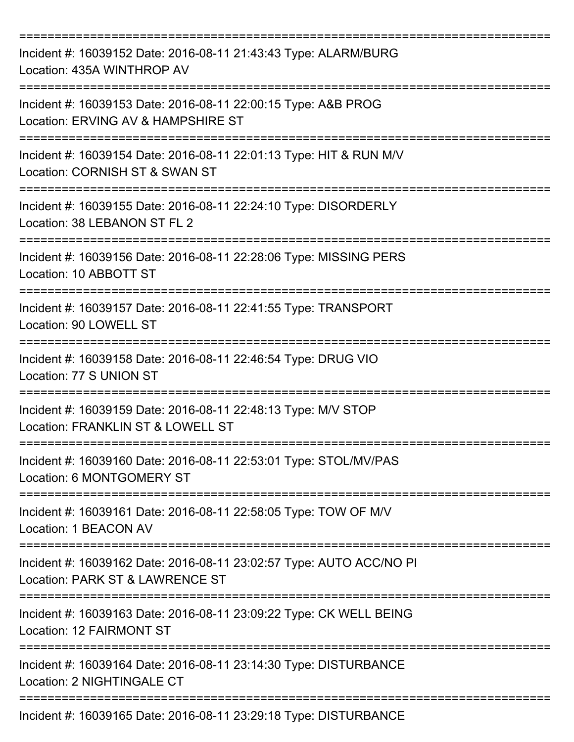===========================================================================

Incident #: 16039152 Date: 2016-08-11 21:43:43 Type: ALARM/BURG
Location: 435A WINTHROP AV

===========================================================================

Incident #: 16039153 Date: 2016-08-11 22:00:15 Type: A&B PROG
Location: ERVING AV & HAMPSHIRE ST

===========================================================================

Incident #: 16039154 Date: 2016-08-11 22:01:13 Type: HIT & RUN M/V
Location: CORNISH ST & SWAN ST

===========================================================================

Incident #: 16039155 Date: 2016-08-11 22:24:10 Type: DISORDERLY
Location: 38 LEBANON ST FL 2

===========================================================================

Incident #: 16039156 Date: 2016-08-11 22:28:06 Type: MISSING PERS
Location: 10 ABBOTT ST

===========================================================================

Incident #: 16039157 Date: 2016-08-11 22:41:55 Type: TRANSPORT
Location: 90 LOWELL ST

===========================================================================

Incident #: 16039158 Date: 2016-08-11 22:46:54 Type: DRUG VIO
Location: 77 S UNION ST

===========================================================================

Incident #: 16039159 Date: 2016-08-11 22:48:13 Type: M/V STOP
Location: FRANKLIN ST & LOWELL ST

===========================================================================

Incident #: 16039160 Date: 2016-08-11 22:53:01 Type: STOL/MV/PAS
Location: 6 MONTGOMERY ST

===========================================================================

Incident #: 16039161 Date: 2016-08-11 22:58:05 Type: TOW OF M/V
Location: 1 BEACON AV

===========================================================================

Incident #: 16039162 Date: 2016-08-11 23:02:57 Type: AUTO ACC/NO PI
Location: PARK ST & LAWRENCE ST

===========================================================================

Incident #: 16039163 Date: 2016-08-11 23:09:22 Type: CK WELL BEING
Location: 12 FAIRMONT ST

===========================================================================

Incident #: 16039164 Date: 2016-08-11 23:14:30 Type: DISTURBANCE
Location: 2 NIGHTINGALE CT

===========================================================================

Incident #: 16039165 Date: 2016-08-11 23:29:18 Type: DISTURBANCE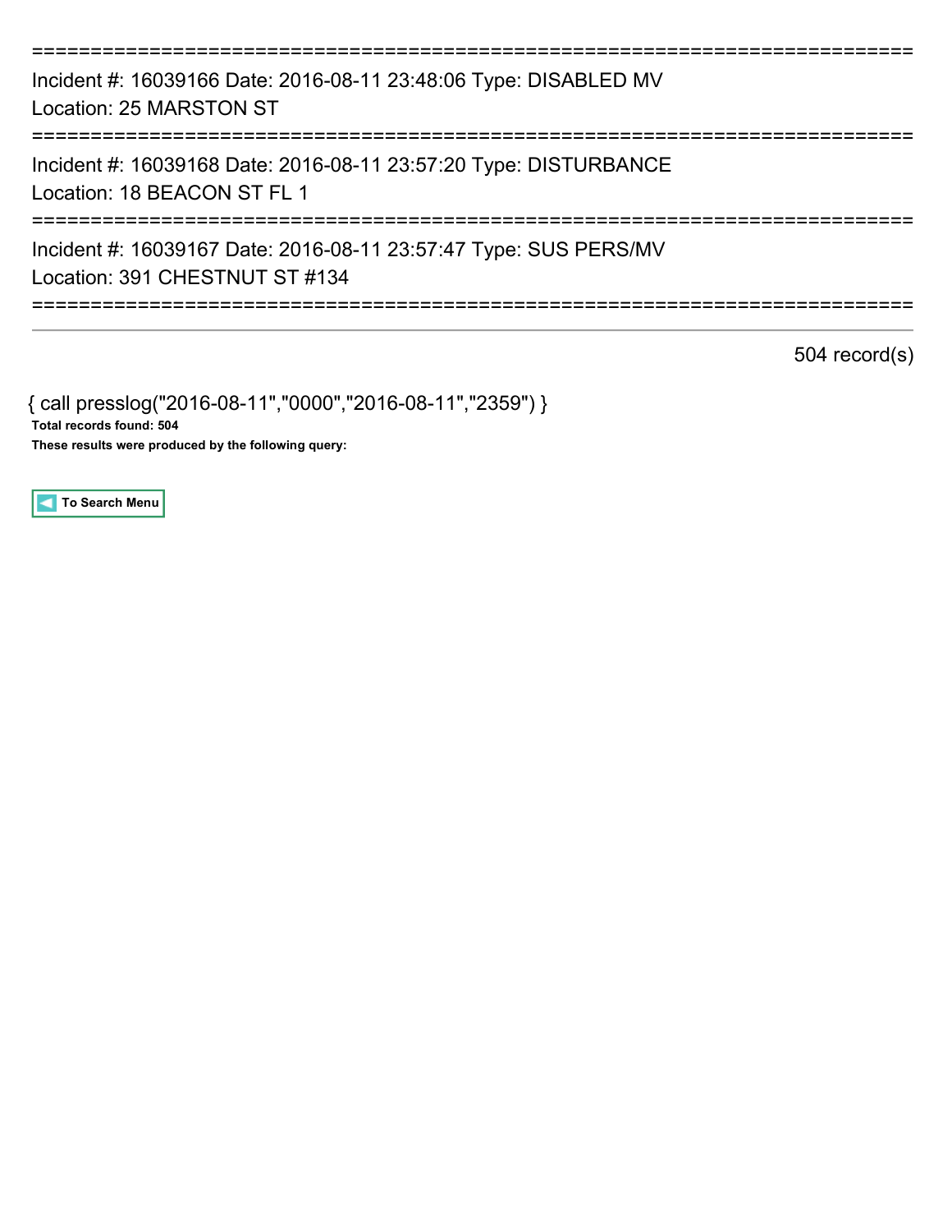===========================================================================

Incident #: 16039166 Date: 2016-08-11 23:48:06 Type: DISABLED MV
Location: 25 MARSTON ST

===========================================================================

Incident #: 16039168 Date: 2016-08-11 23:57:20 Type: DISTURBANCE
Location: 18 BEACON ST FL 1

===========================================================================

Incident #: 16039167 Date: 2016-08-11 23:57:47 Type: SUS PERS/MV
Location: 391 CHESTNUT ST #134

===========================================================================

504 record(s)

{ call presslog("2016-08-11","0000","2016-08-11","2359") }

**Total records found: 504**

**These results were produced by the following query:**

**To Search Menu**